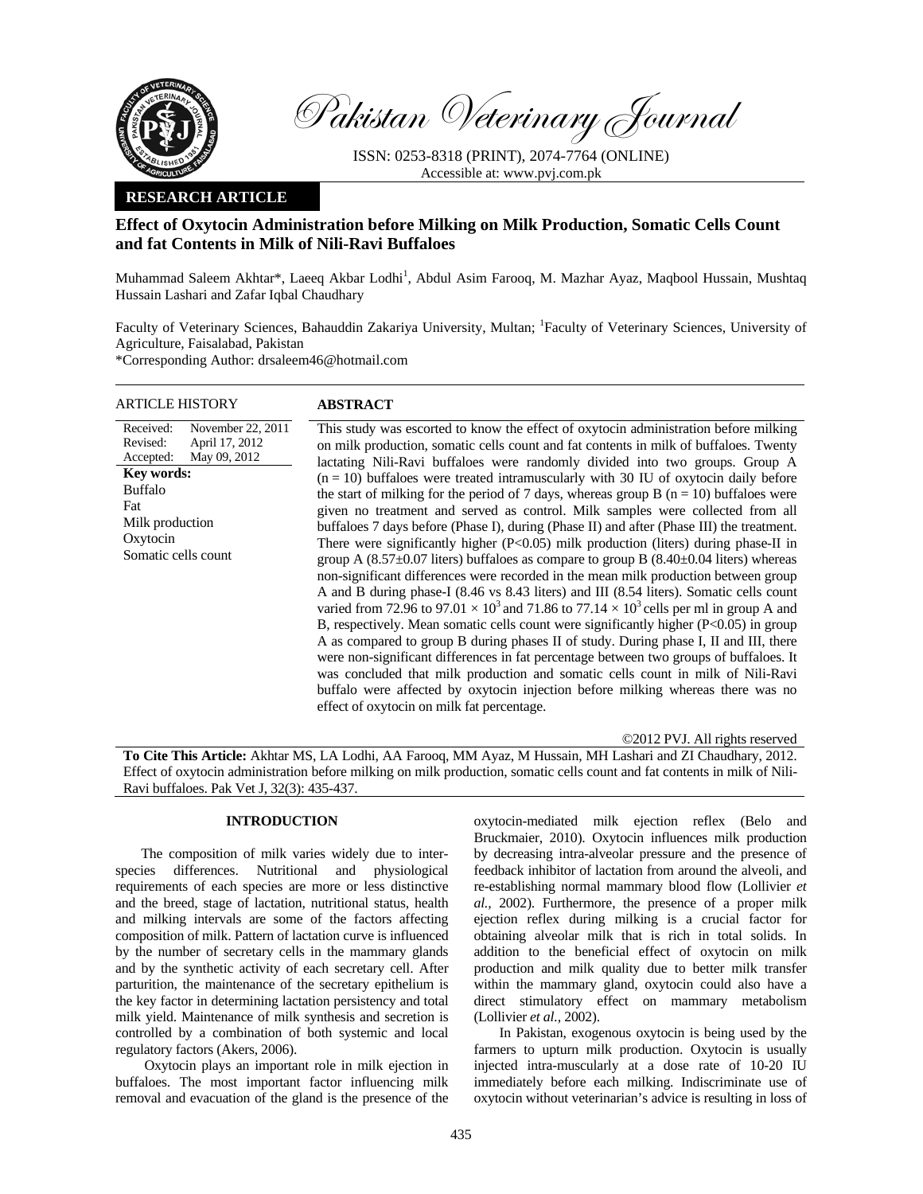# Pakistan Veterinary Journal

ISSN: 0253-8318 (PRINT), 2074-7764 (ONLINE)
Accessible at: www.pvj.com.pk

**RESEARCH ARTICLE**

## Effect of Oxytocin Administration before Milking on Milk Production, Somatic Cells Count and fat Contents in Milk of Nili-Ravi Buffaloes

Muhammad Saleem Akhtar*, Laeeq Akbar Lodhi[1], Abdul Asim Farooq, M. Mazhar Ayaz, Maqbool Hussain, Mushtaq Hussain Lashari and Zafar Iqbal Chaudhary

Faculty of Veterinary Sciences, Bahauddin Zakariya University, Multan; [1]Faculty of Veterinary Sciences, University of Agriculture, Faisalabad, Pakistan

*Corresponding Author: drsaleem46@hotmail.com

**ARTICLE HISTORY**

Received: November 22, 2011
Revised: April 17, 2012
Accepted: May 09, 2012

**Key words:**
Buffalo
Fat
Milk production
Oxytocin
Somatic cells count

**ABSTRACT**

This study was escorted to know the effect of oxytocin administration before milking on milk production, somatic cells count and fat contents in milk of buffaloes. Twenty lactating Nili-Ravi buffaloes were randomly divided into two groups. Group A ($n = 10$) buffaloes were treated intramuscularly with 30 IU of oxytocin daily before the start of milking for the period of 7 days, whereas group B ($n = 10$) buffaloes were given no treatment and served as control. Milk samples were collected from all buffaloes 7 days before (Phase I), during (Phase II) and after (Phase III) the treatment. There were significantly higher ($P<0.05$) milk production (liters) during phase-II in group A (8.57±0.07 liters) buffaloes as compare to group B (8.40±0.04 liters) whereas non-significant differences were recorded in the mean milk production between group A and B during phase-I (8.46 vs 8.43 liters) and III (8.54 liters). Somatic cells count varied from 72.96 to $97.01 \times 10^3$ and 71.86 to $77.14 \times 10^3$ cells per ml in group A and B, respectively. Mean somatic cells count were significantly higher ($P<0.05$) in group A as compared to group B during phases II of study. During phase I, II and III, there were non-significant differences in fat percentage between two groups of buffaloes. It was concluded that milk production and somatic cells count in milk of Nili-Ravi buffalo were affected by oxytocin injection before milking whereas there was no effect of oxytocin on milk fat percentage.

©2012 PVJ. All rights reserved

**To Cite This Article:** Akhtar MS, LA Lodhi, AA Farooq, MM Ayaz, M Hussain, MH Lashari and ZI Chaudhary, 2012. Effect of oxytocin administration before milking on milk production, somatic cells count and fat contents in milk of Nili-Ravi buffaloes. Pak Vet J, 32(3): 435-437.

## INTRODUCTION

The composition of milk varies widely due to inter-species differences. Nutritional and physiological requirements of each species are more or less distinctive and the breed, stage of lactation, nutritional status, health and milking intervals are some of the factors affecting composition of milk. Pattern of lactation curve is influenced by the number of secretary cells in the mammary glands and by the synthetic activity of each secretary cell. After parturition, the maintenance of the secretary epithelium is the key factor in determining lactation persistency and total milk yield. Maintenance of milk synthesis and secretion is controlled by a combination of both systemic and local regulatory factors (Akers, 2006).

Oxytocin plays an important role in milk ejection in buffaloes. The most important factor influencing milk removal and evacuation of the gland is the presence of the oxytocin-mediated milk ejection reflex (Belo and Bruckmaier, 2010). Oxytocin influences milk production by decreasing intra-alveolar pressure and the presence of feedback inhibitor of lactation from around the alveoli, and re-establishing normal mammary blood flow (Lollivier *et al.,* 2002). Furthermore, the presence of a proper milk ejection reflex during milking is a crucial factor for obtaining alveolar milk that is rich in total solids. In addition to the beneficial effect of oxytocin on milk production and milk quality due to better milk transfer within the mammary gland, oxytocin could also have a direct stimulatory effect on mammary metabolism (Lollivier *et al.,* 2002).

In Pakistan, exogenous oxytocin is being used by the farmers to upturn milk production. Oxytocin is usually injected intra-muscularly at a dose rate of 10-20 IU immediately before each milking. Indiscriminate use of oxytocin without veterinarian's advice is resulting in loss of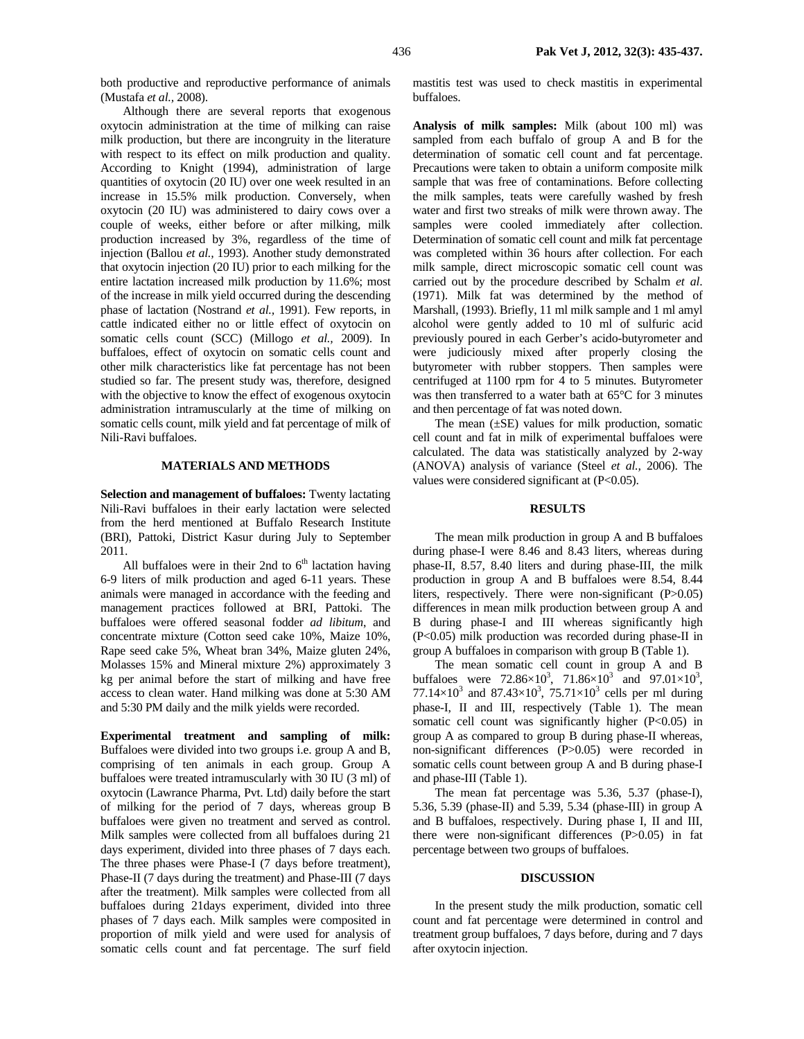both productive and reproductive performance of animals (Mustafa *et al.,* 2008).

Although there are several reports that exogenous oxytocin administration at the time of milking can raise milk production, but there are incongruity in the literature with respect to its effect on milk production and quality. According to Knight (1994), administration of large quantities of oxytocin (20 IU) over one week resulted in an increase in 15.5% milk production. Conversely, when oxytocin (20 IU) was administered to dairy cows over a couple of weeks, either before or after milking, milk production increased by 3%, regardless of the time of injection (Ballou *et al.,* 1993). Another study demonstrated that oxytocin injection (20 IU) prior to each milking for the entire lactation increased milk production by 11.6%; most of the increase in milk yield occurred during the descending phase of lactation (Nostrand *et al.,* 1991). Few reports, in cattle indicated either no or little effect of oxytocin on somatic cells count (SCC) (Millogo *et al.,* 2009). In buffaloes, effect of oxytocin on somatic cells count and other milk characteristics like fat percentage has not been studied so far. The present study was, therefore, designed with the objective to know the effect of exogenous oxytocin administration intramuscularly at the time of milking on somatic cells count, milk yield and fat percentage of milk of Nili-Ravi buffaloes.

## MATERIALS AND METHODS

**Selection and management of buffaloes:** Twenty lactating Nili-Ravi buffaloes in their early lactation were selected from the herd mentioned at Buffalo Research Institute (BRI), Pattoki, District Kasur during July to September 2011.

All buffaloes were in their 2nd to 6th lactation having 6-9 liters of milk production and aged 6-11 years. These animals were managed in accordance with the feeding and management practices followed at BRI, Pattoki. The buffaloes were offered seasonal fodder *ad libitum*, and concentrate mixture (Cotton seed cake 10%, Maize 10%, Rape seed cake 5%, Wheat bran 34%, Maize gluten 24%, Molasses 15% and Mineral mixture 2%) approximately 3 kg per animal before the start of milking and have free access to clean water. Hand milking was done at 5:30 AM and 5:30 PM daily and the milk yields were recorded.

**Experimental treatment and sampling of milk:** Buffaloes were divided into two groups i.e. group A and B, comprising of ten animals in each group. Group A buffaloes were treated intramuscularly with 30 IU (3 ml) of oxytocin (Lawrance Pharma, Pvt. Ltd) daily before the start of milking for the period of 7 days, whereas group B buffaloes were given no treatment and served as control. Milk samples were collected from all buffaloes during 21 days experiment, divided into three phases of 7 days each. The three phases were Phase-I (7 days before treatment), Phase-II (7 days during the treatment) and Phase-III (7 days after the treatment). Milk samples were collected from all buffaloes during 21days experiment, divided into three phases of 7 days each. Milk samples were composited in proportion of milk yield and were used for analysis of somatic cells count and fat percentage. The surf field mastitis test was used to check mastitis in experimental buffaloes.

**Analysis of milk samples:** Milk (about 100 ml) was sampled from each buffalo of group A and B for the determination of somatic cell count and fat percentage. Precautions were taken to obtain a uniform composite milk sample that was free of contaminations. Before collecting the milk samples, teats were carefully washed by fresh water and first two streaks of milk were thrown away. The samples were cooled immediately after collection. Determination of somatic cell count and milk fat percentage was completed within 36 hours after collection. For each milk sample, direct microscopic somatic cell count was carried out by the procedure described by Schalm *et al.* (1971). Milk fat was determined by the method of Marshall, (1993). Briefly, 11 ml milk sample and 1 ml amyl alcohol were gently added to 10 ml of sulfuric acid previously poured in each Gerber's acido-butyrometer and were judiciously mixed after properly closing the butyrometer with rubber stoppers. Then samples were centrifuged at 1100 rpm for 4 to 5 minutes. Butyrometer was then transferred to a water bath at 65°C for 3 minutes and then percentage of fat was noted down.

The mean (±SE) values for milk production, somatic cell count and fat in milk of experimental buffaloes were calculated. The data was statistically analyzed by 2-way (ANOVA) analysis of variance (Steel *et al.,* 2006). The values were considered significant at ($P<0.05$).

## RESULTS

The mean milk production in group A and B buffaloes during phase-I were 8.46 and 8.43 liters, whereas during phase-II, 8.57, 8.40 liters and during phase-III, the milk production in group A and B buffaloes were 8.54, 8.44 liters, respectively. There were non-significant ($P>0.05$) differences in mean milk production between group A and B during phase-I and III whereas significantly high ($P<0.05$) milk production was recorded during phase-II in group A buffaloes in comparison with group B (Table 1).

The mean somatic cell count in group A and B buffaloes were $72.86\times10^3$, $71.86\times10^3$ and $97.01\times10^3$, $77.14\times10^3$ and $87.43\times10^3$, $75.71\times10^3$ cells per ml during phase-I, II and III, respectively (Table 1). The mean somatic cell count was significantly higher ($P<0.05$) in group A as compared to group B during phase-II whereas, non-significant differences ($P>0.05$) were recorded in somatic cells count between group A and B during phase-I and phase-III (Table 1).

The mean fat percentage was 5.36, 5.37 (phase-I), 5.36, 5.39 (phase-II) and 5.39, 5.34 (phase-III) in group A and B buffaloes, respectively. During phase I, II and III, there were non-significant differences ($P>0.05$) in fat percentage between two groups of buffaloes.

## DISCUSSION

In the present study the milk production, somatic cell count and fat percentage were determined in control and treatment group buffaloes, 7 days before, during and 7 days after oxytocin injection.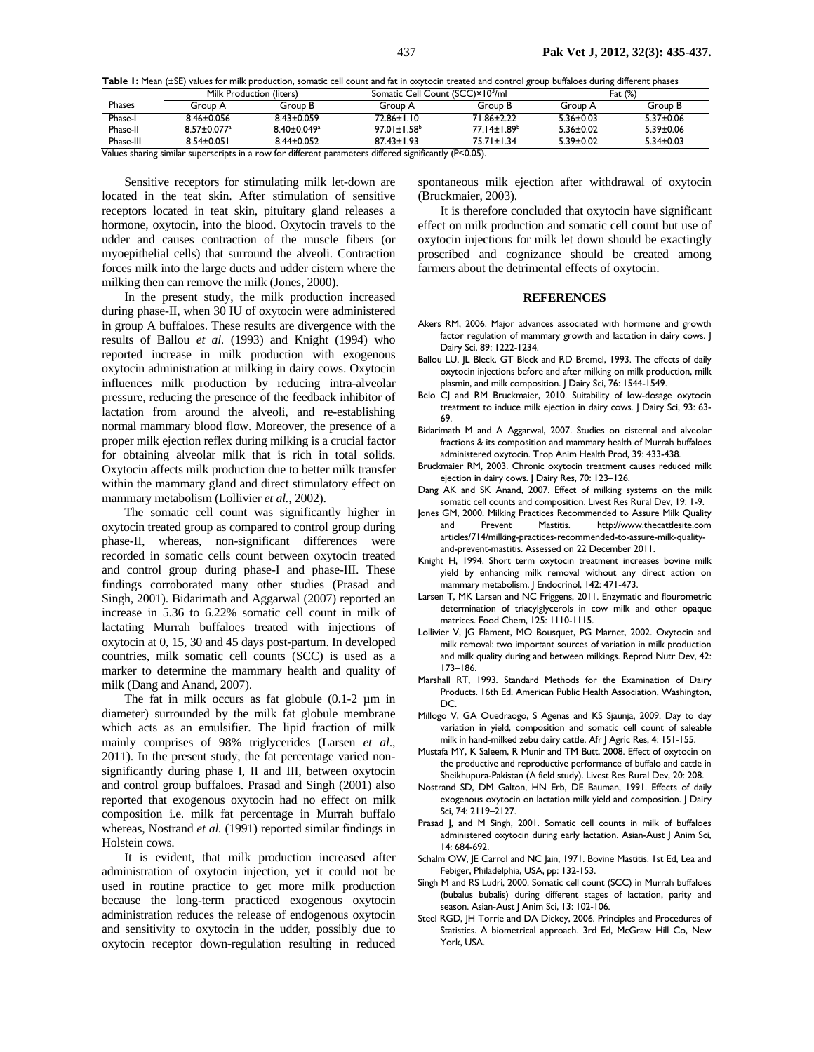**Table 1:** Mean (±SE) values for milk production, somatic cell count and fat in oxytocin treated and control group buffaloes during different phases

| Phases | Milk Production (liters) | | Somatic Cell Count (SCC)×10$^5$/ml | | Fat (%) | |
|---|---|---|---|---|---|---|
| | Group A | Group B | Group A | Group B | Group A | Group B |
| Phase-I | 8.46±0.056 | 8.43±0.059 | 72.86±1.10 | 71.86±2.22 | 5.36±0.03 | 5.37±0.06 |
| Phase-II | 8.57±0.077$^a$ | 8.40±0.049$^a$ | 97.01±1.58$^b$ | 77.14±1.89$^b$ | 5.36±0.02 | 5.39±0.06 |
| Phase-III | 8.54±0.051 | 8.44±0.052 | 87.43±1.93 | 75.71±1.34 | 5.39±0.02 | 5.34±0.03 |

Values sharing similar superscripts in a row for different parameters differed significantly (P<0.05).

Sensitive receptors for stimulating milk let-down are located in the teat skin. After stimulation of sensitive receptors located in teat skin, pituitary gland releases a hormone, oxytocin, into the blood. Oxytocin travels to the udder and causes contraction of the muscle fibers (or myoepithelial cells) that surround the alveoli. Contraction forces milk into the large ducts and udder cistern where the milking then can remove the milk (Jones, 2000).

In the present study, the milk production increased during phase-II, when 30 IU of oxytocin were administered in group A buffaloes. These results are divergence with the results of Ballou *et al.* (1993) and Knight (1994) who reported increase in milk production with exogenous oxytocin administration at milking in dairy cows. Oxytocin influences milk production by reducing intra-alveolar pressure, reducing the presence of the feedback inhibitor of lactation from around the alveoli, and re-establishing normal mammary blood flow. Moreover, the presence of a proper milk ejection reflex during milking is a crucial factor for obtaining alveolar milk that is rich in total solids. Oxytocin affects milk production due to better milk transfer within the mammary gland and direct stimulatory effect on mammary metabolism (Lollivier *et al.*, 2002).

The somatic cell count was significantly higher in oxytocin treated group as compared to control group during phase-II, whereas, non-significant differences were recorded in somatic cells count between oxytocin treated and control group during phase-I and phase-III. These findings corroborated many other studies (Prasad and Singh, 2001). Bidarimath and Aggarwal (2007) reported an increase in 5.36 to 6.22% somatic cell count in milk of lactating Murrah buffaloes treated with injections of oxytocin at 0, 15, 30 and 45 days post-partum. In developed countries, milk somatic cell counts (SCC) is used as a marker to determine the mammary health and quality of milk (Dang and Anand, 2007).

The fat in milk occurs as fat globule (0.1-2 µm in diameter) surrounded by the milk fat globule membrane which acts as an emulsifier. The lipid fraction of milk mainly comprises of 98% triglycerides (Larsen *et al*., 2011). In the present study, the fat percentage varied non-significantly during phase I, II and III, between oxytocin and control group buffaloes. Prasad and Singh (2001) also reported that exogenous oxytocin had no effect on milk composition i.e. milk fat percentage in Murrah buffalo whereas, Nostrand *et al.* (1991) reported similar findings in Holstein cows.

It is evident, that milk production increased after administration of oxytocin injection, yet it could not be used in routine practice to get more milk production because the long-term practiced exogenous oxytocin administration reduces the release of endogenous oxytocin and sensitivity to oxytocin in the udder, possibly due to oxytocin receptor down-regulation resulting in reduced spontaneous milk ejection after withdrawal of oxytocin (Bruckmaier, 2003).

It is therefore concluded that oxytocin have significant effect on milk production and somatic cell count but use of oxytocin injections for milk let down should be exactingly proscribed and cognizance should be created among farmers about the detrimental effects of oxytocin.

## REFERENCES

Akers RM, 2006. Major advances associated with hormone and growth factor regulation of mammary growth and lactation in dairy cows. J Dairy Sci, 89: 1222-1234.

Ballou LU, JL Bleck, GT Bleck and RD Bremel, 1993. The effects of daily oxytocin injections before and after milking on milk production, milk plasmin, and milk composition. J Dairy Sci, 76: 1544-1549.

Belo CJ and RM Bruckmaier, 2010. Suitability of low-dosage oxytocin treatment to induce milk ejection in dairy cows. J Dairy Sci, 93: 63-69.

Bidarimath M and A Aggarwal, 2007. Studies on cisternal and alveolar fractions & its composition and mammary health of Murrah buffaloes administered oxytocin. Trop Anim Health Prod, 39: 433-438.

Bruckmaier RM, 2003. Chronic oxytocin treatment causes reduced milk ejection in dairy cows. J Dairy Res, 70: 123–126.

Dang AK and SK Anand, 2007. Effect of milking systems on the milk somatic cell counts and composition. Livest Res Rural Dev, 19: 1-9.

Jones GM, 2000. Milking Practices Recommended to Assure Milk Quality and Prevent Mastitis. http://www.thecattlesite.com articles/714/milking-practices-recommended-to-assure-milk-quality-and-prevent-mastitis. Assessed on 22 December 2011.

Knight H, 1994. Short term oxytocin treatment increases bovine milk yield by enhancing milk removal without any direct action on mammary metabolism. J Endocrinol, 142: 471-473.

Larsen T, MK Larsen and NC Friggens, 2011. Enzymatic and flourometric determination of triacylglycerols in cow milk and other opaque matrices. Food Chem, 125: 1110-1115.

Lollivier V, JG Flament, MO Bousquet, PG Marnet, 2002. Oxytocin and milk removal: two important sources of variation in milk production and milk quality during and between milkings. Reprod Nutr Dev, 42: 173–186.

Marshall RT, 1993. Standard Methods for the Examination of Dairy Products. 16th Ed. American Public Health Association, Washington, DC.

Millogo V, GA Ouedraogo, S Agenas and KS Sjaunja, 2009. Day to day variation in yield, composition and somatic cell count of saleable milk in hand-milked zebu dairy cattle. Afr J Agric Res, 4: 151-155.

Mustafa MY, K Saleem, R Munir and TM Butt, 2008. Effect of oxytocin on the productive and reproductive performance of buffalo and cattle in Sheikhupura-Pakistan (A field study). Livest Res Rural Dev, 20: 208.

Nostrand SD, DM Galton, HN Erb, DE Bauman, 1991. Effects of daily exogenous oxytocin on lactation milk yield and composition. J Dairy Sci, 74: 2119–2127.

Prasad J, and M Singh, 2001. Somatic cell counts in milk of buffaloes administered oxytocin during early lactation. Asian-Aust J Anim Sci, 14: 684-692.

Schalm OW, JE Carrol and NC Jain, 1971. Bovine Mastitis. 1st Ed, Lea and Febiger, Philadelphia, USA, pp: 132-153.

Singh M and RS Ludri, 2000. Somatic cell count (SCC) in Murrah buffaloes (bubalus bubalis) during different stages of lactation, parity and season. Asian-Aust J Anim Sci, 13: 102-106.

Steel RGD, JH Torrie and DA Dickey, 2006. Principles and Procedures of Statistics. A biometrical approach. 3rd Ed, McGraw Hill Co, New York, USA.